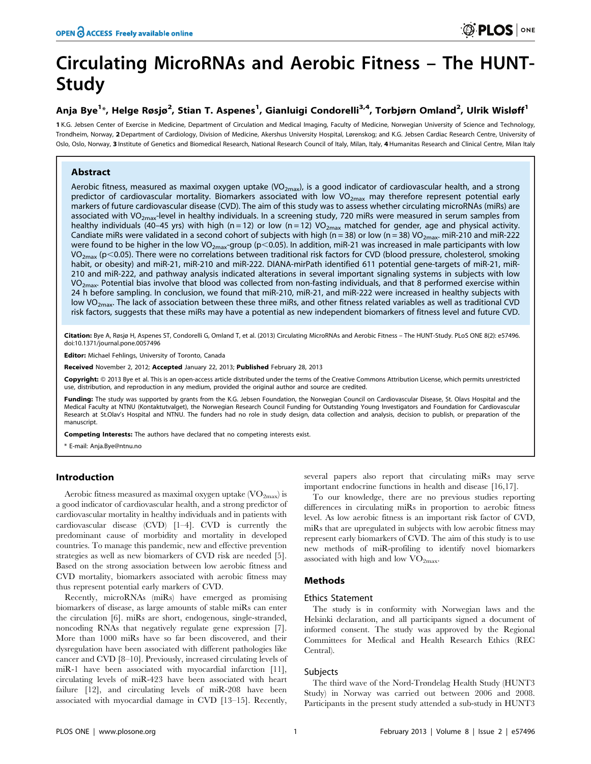# Circulating MicroRNAs and Aerobic Fitness – The HUNT-Study

**Anja Bye[1]*, Helge Røsjø[2], Stian T. Aspenes[1], Gianluigi Condorelli[3,4], Torbjørn Omland[2], Ulrik Wisløff[1]**

1 K.G. Jebsen Center of Exercise in Medicine, Department of Circulation and Medical Imaging, Faculty of Medicine, Norwegian University of Science and Technology, Trondheim, Norway, 2 Department of Cardiology, Division of Medicine, Akershus University Hospital, Lørenskog; and K.G. Jebsen Cardiac Research Centre, University of Oslo, Oslo, Norway, 3 Institute of Genetics and Biomedical Research, National Research Council of Italy, Milan, Italy, 4 Humanitas Research and Clinical Centre, Milan Italy

## Abstract

Aerobic fitness, measured as maximal oxygen uptake ($VO_{2max}$), is a good indicator of cardiovascular health, and a strong predictor of cardiovascular mortality. Biomarkers associated with low $VO_{2max}$ may therefore represent potential early markers of future cardiovascular disease (CVD). The aim of this study was to assess whether circulating microRNAs (miRs) are associated with $VO_{2max}$-level in healthy individuals. In a screening study, 720 miRs were measured in serum samples from healthy individuals (40–45 yrs) with high (n = 12) or low (n = 12) $VO_{2max}$ matched for gender, age and physical activity. Candiate miRs were validated in a second cohort of subjects with high (n = 38) or low (n = 38) $VO_{2max}$. miR-210 and miR-222 were found to be higher in the low $VO_{2max}$-group ($p<0.05$). In addition, miR-21 was increased in male participants with low $VO_{2max}$ ($p<0.05$). There were no correlations between traditional risk factors for CVD (blood pressure, cholesterol, smoking habit, or obesity) and miR-21, miR-210 and miR-222. DIANA-mirPath identified 611 potential gene-targets of miR-21, miR-210 and miR-222, and pathway analysis indicated alterations in several important signaling systems in subjects with low $VO_{2max}$. Potential bias involve that blood was collected from non-fasting individuals, and that 8 performed exercise within 24 h before sampling. In conclusion, we found that miR-210, miR-21, and miR-222 were increased in healthy subjects with low $VO_{2max}$. The lack of association between these three miRs, and other fitness related variables as well as traditional CVD risk factors, suggests that these miRs may have a potential as new independent biomarkers of fitness level and future CVD.

**Citation:** Bye A, Røsjø H, Aspenes ST, Condorelli G, Omland T, et al. (2013) Circulating MicroRNAs and Aerobic Fitness – The HUNT-Study. PLoS ONE 8(2): e57496. doi:10.1371/journal.pone.0057496

**Editor:** Michael Fehlings, University of Toronto, Canada

**Received** November 2, 2012; **Accepted** January 22, 2013; **Published** February 28, 2013

**Copyright:** © 2013 Bye et al. This is an open-access article distributed under the terms of the Creative Commons Attribution License, which permits unrestricted use, distribution, and reproduction in any medium, provided the original author and source are credited.

**Funding:** The study was supported by grants from the K.G. Jebsen Foundation, the Norwegian Council on Cardiovascular Disease, St. Olavs Hospital and the Medical Faculty at NTNU (Kontaktutvalget), the Norwegian Research Council Funding for Outstanding Young Investigators and Foundation for Cardiovascular Research at St.Olav's Hospital and NTNU. The funders had no role in study design, data collection and analysis, decision to publish, or preparation of the manuscript.

**Competing Interests:** The authors have declared that no competing interests exist.

* E-mail: Anja.Bye@ntnu.no

## Introduction

Aerobic fitness measured as maximal oxygen uptake ($VO_{2max}$) is a good indicator of cardiovascular health, and a strong predictor of cardiovascular mortality in healthy individuals and in patients with cardiovascular disease (CVD) [1–4]. CVD is currently the predominant cause of morbidity and mortality in developed countries. To manage this pandemic, new and effective prevention strategies as well as new biomarkers of CVD risk are needed [5]. Based on the strong association between low aerobic fitness and CVD mortality, biomarkers associated with aerobic fitness may thus represent potential early markers of CVD.

Recently, microRNAs (miRs) have emerged as promising biomarkers of disease, as large amounts of stable miRs can enter the circulation [6]. miRs are short, endogenous, single-stranded, noncoding RNAs that negatively regulate gene expression [7]. More than 1000 miRs have so far been discovered, and their dysregulation have been associated with different pathologies like cancer and CVD [8–10]. Previously, increased circulating levels of miR-1 have been associated with myocardial infarction [11], circulating levels of miR-423 have been associated with heart failure [12], and circulating levels of miR-208 have been associated with myocardial damage in CVD [13–15]. Recently, several papers also report that circulating miRs may serve important endocrine functions in health and disease [16,17].

To our knowledge, there are no previous studies reporting differences in circulating miRs in proportion to aerobic fitness level. As low aerobic fitness is an important risk factor of CVD, miRs that are upregulated in subjects with low aerobic fitness may represent early biomarkers of CVD. The aim of this study is to use new methods of miR-profiling to identify novel biomarkers associated with high and low $VO_{2max}$.

## Methods

### Ethics Statement

The study is in conformity with Norwegian laws and the Helsinki declaration, and all participants signed a document of informed consent. The study was approved by the Regional Committees for Medical and Health Research Ethics (REC Central).

### Subjects

The third wave of the Nord-Trøndelag Health Study (HUNT3 Study) in Norway was carried out between 2006 and 2008. Participants in the present study attended a sub-study in HUNT3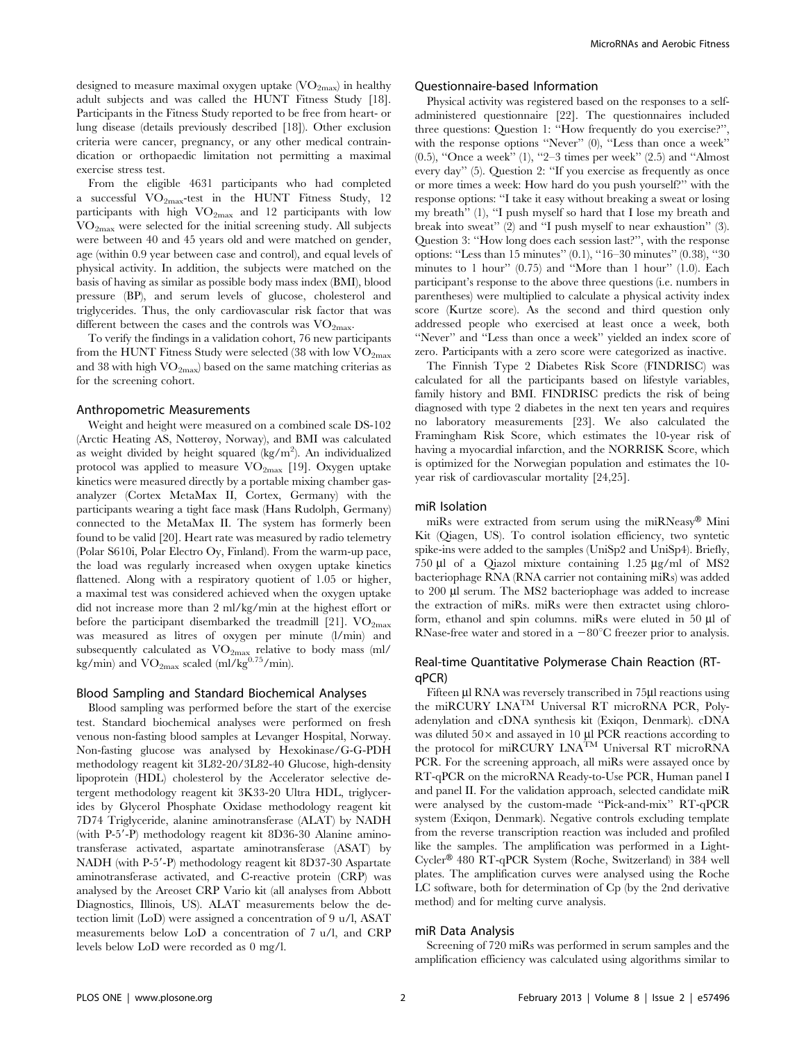designed to measure maximal oxygen uptake ($VO_{2max}$) in healthy adult subjects and was called the HUNT Fitness Study [18]. Participants in the Fitness Study reported to be free from heart- or lung disease (details previously described [18]). Other exclusion criteria were cancer, pregnancy, or any other medical contraindication or orthopaedic limitation not permitting a maximal exercise stress test.

From the eligible 4631 participants who had completed a successful $VO_{2max}$-test in the HUNT Fitness Study, 12 participants with high $VO_{2max}$ and 12 participants with low $VO_{2max}$ were selected for the initial screening study. All subjects were between 40 and 45 years old and were matched on gender, age (within 0.9 year between case and control), and equal levels of physical activity. In addition, the subjects were matched on the basis of having as similar as possible body mass index (BMI), blood pressure (BP), and serum levels of glucose, cholesterol and triglycerides. Thus, the only cardiovascular risk factor that was different between the cases and the controls was $VO_{2max}$.

To verify the findings in a validation cohort, 76 new participants from the HUNT Fitness Study were selected (38 with low $VO_{2max}$ and 38 with high $VO_{2max}$) based on the same matching criterias as for the screening cohort.

## Anthropometric Measurements

Weight and height were measured on a combined scale DS-102 (Arctic Heating AS, Nøtterøy, Norway), and BMI was calculated as weight divided by height squared (kg/m$^2$). An individualized protocol was applied to measure $VO_{2max}$ [19]. Oxygen uptake kinetics were measured directly by a portable mixing chamber gas-analyzer (Cortex MetaMax II, Cortex, Germany) with the participants wearing a tight face mask (Hans Rudolph, Germany) connected to the MetaMax II. The system has formerly been found to be valid [20]. Heart rate was measured by radio telemetry (Polar S610i, Polar Electro Oy, Finland). From the warm-up pace, the load was regularly increased when oxygen uptake kinetics flattened. Along with a respiratory quotient of 1.05 or higher, a maximal test was considered achieved when the oxygen uptake did not increase more than 2 ml/kg/min at the highest effort or before the participant disembarked the treadmill [21]. $VO_{2max}$ was measured as litres of oxygen per minute (l/min) and subsequently calculated as $VO_{2max}$ relative to body mass (ml/kg/min) and $VO_{2max}$ scaled (ml/kg$^{0.75}$/min).

## Blood Sampling and Standard Biochemical Analyses

Blood sampling was performed before the start of the exercise test. Standard biochemical analyses were performed on fresh venous non-fasting blood samples at Levanger Hospital, Norway. Non-fasting glucose was analysed by Hexokinase/G-G-PDH methodology reagent kit 3L82-20/3L82-40 Glucose, high-density lipoprotein (HDL) cholesterol by the Accelerator selective detergent methodology reagent kit 3K33-20 Ultra HDL, triglycerides by Glycerol Phosphate Oxidase methodology reagent kit 7D74 Triglyceride, alanine aminotransferase (ALAT) by NADH (with P-5′-P) methodology reagent kit 8D36-30 Alanine aminotransferase activated, aspartate aminotransferase (ASAT) by NADH (with P-5′-P) methodology reagent kit 8D37-30 Aspartate aminotransferase activated, and C-reactive protein (CRP) was analysed by the Areoset CRP Vario kit (all analyses from Abbott Diagnostics, Illinois, US). ALAT measurements below the detection limit (LoD) were assigned a concentration of 9 u/l, ASAT measurements below LoD a concentration of 7 u/l, and CRP levels below LoD were recorded as 0 mg/l.

## Questionnaire-based Information

Physical activity was registered based on the responses to a self-administered questionnaire [22]. The questionnaires included three questions: Question 1: "How frequently do you exercise?", with the response options "Never" (0), "Less than once a week" (0.5), "Once a week" (1), "2–3 times per week" (2.5) and "Almost every day" (5). Question 2: "If you exercise as frequently as once or more times a week: How hard do you push yourself?" with the response options: "I take it easy without breaking a sweat or losing my breath" (1), "I push myself so hard that I lose my breath and break into sweat" (2) and "I push myself to near exhaustion" (3). Question 3: "How long does each session last?", with the response options: "Less than 15 minutes" (0.1), "16–30 minutes" (0.38), "30 minutes to 1 hour" (0.75) and "More than 1 hour" (1.0). Each participant's response to the above three questions (i.e. numbers in parentheses) were multiplied to calculate a physical activity index score (Kurtze score). As the second and third question only addressed people who exercised at least once a week, both "Never" and "Less than once a week" yielded an index score of zero. Participants with a zero score were categorized as inactive.

The Finnish Type 2 Diabetes Risk Score (FINDRISC) was calculated for all the participants based on lifestyle variables, family history and BMI. FINDRISC predicts the risk of being diagnosed with type 2 diabetes in the next ten years and requires no laboratory measurements [23]. We also calculated the Framingham Risk Score, which estimates the 10-year risk of having a myocardial infarction, and the NORRISK Score, which is optimized for the Norwegian population and estimates the 10-year risk of cardiovascular mortality [24,25].

## miR Isolation

miRs were extracted from serum using the miRNeasy® Mini Kit (Qiagen, US). To control isolation efficiency, two syntetic spike-ins were added to the samples (UniSp2 and UniSp4). Briefly, 750 µl of a Qiazol mixture containing 1.25 µg/ml of MS2 bacteriophage RNA (RNA carrier not containing miRs) was added to 200 µl serum. The MS2 bacteriophage was added to increase the extraction of miRs. miRs were then extractet using chloroform, ethanol and spin columns. miRs were eluted in 50 µl of RNase-free water and stored in a −80°C freezer prior to analysis.

## Real-time Quantitative Polymerase Chain Reaction (RT-qPCR)

Fifteen µl RNA was reversely transcribed in 75µl reactions using the miRCURY LNA™ Universal RT microRNA PCR, Polyadenylation and cDNA synthesis kit (Exiqon, Denmark). cDNA was diluted 50× and assayed in 10 µl PCR reactions according to the protocol for miRCURY LNA™ Universal RT microRNA PCR. For the screening approach, all miRs were assayed once by RT-qPCR on the microRNA Ready-to-Use PCR, Human panel I and panel II. For the validation approach, selected candidate miR were analysed by the custom-made "Pick-and-mix" RT-qPCR system (Exiqon, Denmark). Negative controls excluding template from the reverse transcription reaction was included and profiled like the samples. The amplification was performed in a LightCycler® 480 RT-qPCR System (Roche, Switzerland) in 384 well plates. The amplification curves were analysed using the Roche LC software, both for determination of Cp (by the 2nd derivative method) and for melting curve analysis.

## miR Data Analysis

Screening of 720 miRs was performed in serum samples and the amplification efficiency was calculated using algorithms similar to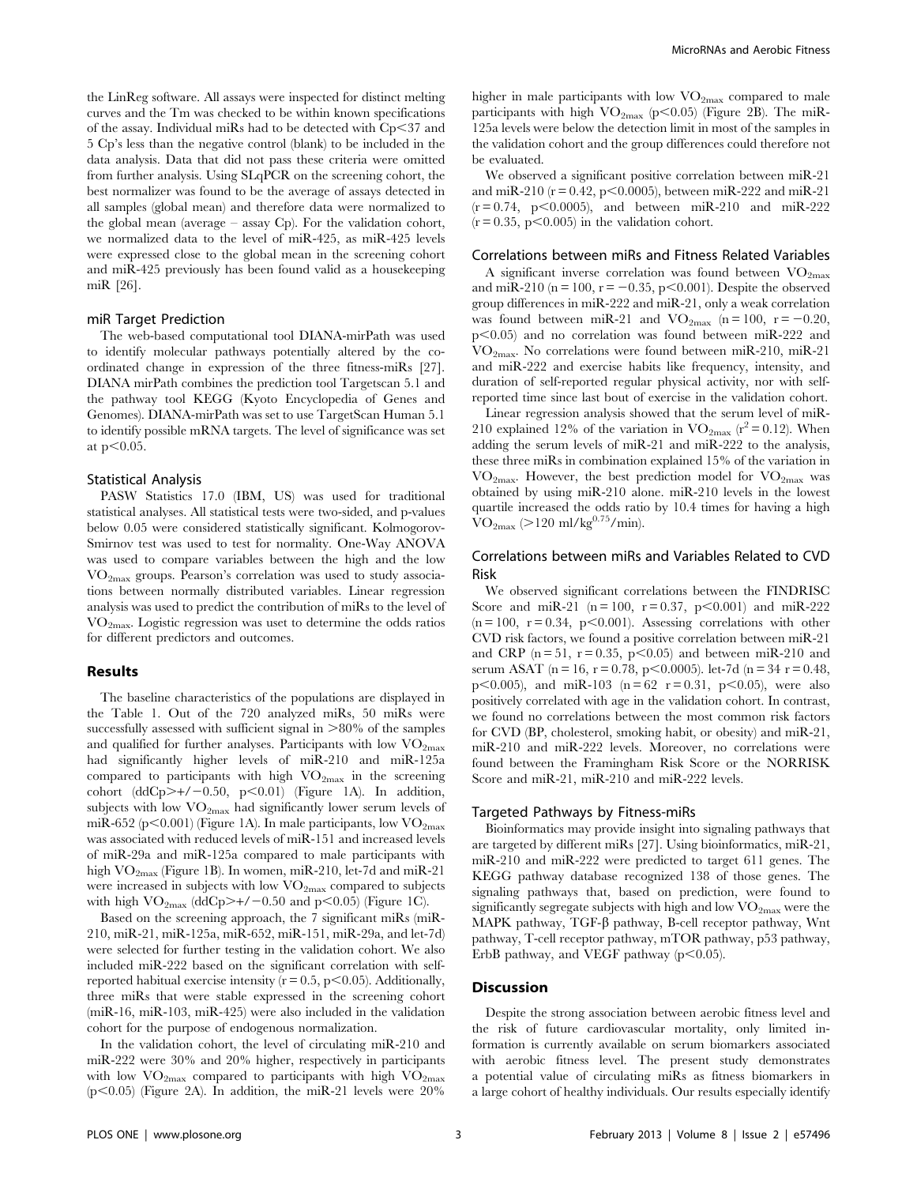the LinReg software. All assays were inspected for distinct melting curves and the Tm was checked to be within known specifications of the assay. Individual miRs had to be detected with Cp<37 and 5 Cp's less than the negative control (blank) to be included in the data analysis. Data that did not pass these criteria were omitted from further analysis. Using SLqPCR on the screening cohort, the best normalizer was found to be the average of assays detected in all samples (global mean) and therefore data were normalized to the global mean (average – assay Cp). For the validation cohort, we normalized data to the level of miR-425, as miR-425 levels were expressed close to the global mean in the screening cohort and miR-425 previously has been found valid as a housekeeping miR [26].

### miR Target Prediction

The web-based computational tool DIANA-mirPath was used to identify molecular pathways potentially altered by the coordinated change in expression of the three fitness-miRs [27]. DIANA mirPath combines the prediction tool Targetscan 5.1 and the pathway tool KEGG (Kyoto Encyclopedia of Genes and Genomes). DIANA-mirPath was set to use TargetScan Human 5.1 to identify possible mRNA targets. The level of significance was set at $p<0.05$.

### Statistical Analysis

PASW Statistics 17.0 (IBM, US) was used for traditional statistical analyses. All statistical tests were two-sided, and p-values below 0.05 were considered statistically significant. Kolmogorov-Smirnov test was used to test for normality. One-Way ANOVA was used to compare variables between the high and the low $VO_{2max}$ groups. Pearson's correlation was used to study associations between normally distributed variables. Linear regression analysis was used to predict the contribution of miRs to the level of $VO_{2max}$. Logistic regression was uset to determine the odds ratios for different predictors and outcomes.

## Results

The baseline characteristics of the populations are displayed in the Table 1. Out of the 720 analyzed miRs, 50 miRs were successfully assessed with sufficient signal in >80% of the samples and qualified for further analyses. Participants with low $VO_{2max}$ had significantly higher levels of miR-210 and miR-125a compared to participants with high $VO_{2max}$ in the screening cohort (ddCp>+/−0.50, $p<0.01$) (Figure 1A). In addition, subjects with low $VO_{2max}$ had significantly lower serum levels of miR-652 ($p<0.001$) (Figure 1A). In male participants, low $VO_{2max}$ was associated with reduced levels of miR-151 and increased levels of miR-29a and miR-125a compared to male participants with high $VO_{2max}$ (Figure 1B). In women, miR-210, let-7d and miR-21 were increased in subjects with low $VO_{2max}$ compared to subjects with high $VO_{2max}$ (ddCp>+/−0.50 and $p<0.05$) (Figure 1C).

Based on the screening approach, the 7 significant miRs (miR-210, miR-21, miR-125a, miR-652, miR-151, miR-29a, and let-7d) were selected for further testing in the validation cohort. We also included miR-222 based on the significant correlation with self-reported habitual exercise intensity ($r=0.5$, $p<0.05$). Additionally, three miRs that were stable expressed in the screening cohort (miR-16, miR-103, miR-425) were also included in the validation cohort for the purpose of endogenous normalization.

In the validation cohort, the level of circulating miR-210 and miR-222 were 30% and 20% higher, respectively in participants with low $VO_{2max}$ compared to participants with high $VO_{2max}$ ($p<0.05$) (Figure 2A). In addition, the miR-21 levels were 20% higher in male participants with low $VO_{2max}$ compared to male participants with high $VO_{2max}$ ($p<0.05$) (Figure 2B). The miR-125a levels were below the detection limit in most of the samples in the validation cohort and the group differences could therefore not be evaluated.

We observed a significant positive correlation between miR-21 and miR-210 ($r=0.42$, $p<0.0005$), between miR-222 and miR-21 ($r=0.74$, $p<0.0005$), and between miR-210 and miR-222 ($r=0.35$, $p<0.005$) in the validation cohort.

### Correlations between miRs and Fitness Related Variables

A significant inverse correlation was found between $VO_{2max}$ and miR-210 ($n=100$, $r=-0.35$, $p<0.001$). Despite the observed group differences in miR-222 and miR-21, only a weak correlation was found between miR-21 and $VO_{2max}$ ($n=100$, $r=-0.20$, $p<0.05$) and no correlation was found between miR-222 and $VO_{2max}$. No correlations were found between miR-210, miR-21 and miR-222 and exercise habits like frequency, intensity, and duration of self-reported regular physical activity, nor with self-reported time since last bout of exercise in the validation cohort.

Linear regression analysis showed that the serum level of miR-210 explained 12% of the variation in $VO_{2max}$ ($r^2=0.12$). When adding the serum levels of miR-21 and miR-222 to the analysis, these three miRs in combination explained 15% of the variation in $VO_{2max}$. However, the best prediction model for $VO_{2max}$ was obtained by using miR-210 alone. miR-210 levels in the lowest quartile increased the odds ratio by 10.4 times for having a high $VO_{2max}$ (>120 ml/kg$^{0.75}$/min).

### Correlations between miRs and Variables Related to CVD Risk

We observed significant correlations between the FINDRISC Score and miR-21 ($n=100$, $r=0.37$, $p<0.001$) and miR-222 ($n=100$, $r=0.34$, $p<0.001$). Assessing correlations with other CVD risk factors, we found a positive correlation between miR-21 and CRP ($n=51$, $r=0.35$, $p<0.05$) and between miR-210 and serum ASAT ($n=16$, $r=0.78$, $p<0.0005$). let-7d ($n=34$ $r=0.48$, $p<0.005$), and miR-103 ($n=62$ $r=0.31$, $p<0.05$), were also positively correlated with age in the validation cohort. In contrast, we found no correlations between the most common risk factors for CVD (BP, cholesterol, smoking habit, or obesity) and miR-21, miR-210 and miR-222 levels. Moreover, no correlations were found between the Framingham Risk Score or the NORRISK Score and miR-21, miR-210 and miR-222 levels.

### Targeted Pathways by Fitness-miRs

Bioinformatics may provide insight into signaling pathways that are targeted by different miRs [27]. Using bioinformatics, miR-21, miR-210 and miR-222 were predicted to target 611 genes. The KEGG pathway database recognized 138 of those genes. The signaling pathways that, based on prediction, were found to significantly segregate subjects with high and low $VO_{2max}$ were the MAPK pathway, TGF-β pathway, B-cell receptor pathway, Wnt pathway, T-cell receptor pathway, mTOR pathway, p53 pathway, ErbB pathway, and VEGF pathway ($p<0.05$).

## Discussion

Despite the strong association between aerobic fitness level and the risk of future cardiovascular mortality, only limited information is currently available on serum biomarkers associated with aerobic fitness level. The present study demonstrates a potential value of circulating miRs as fitness biomarkers in a large cohort of healthy individuals. Our results especially identify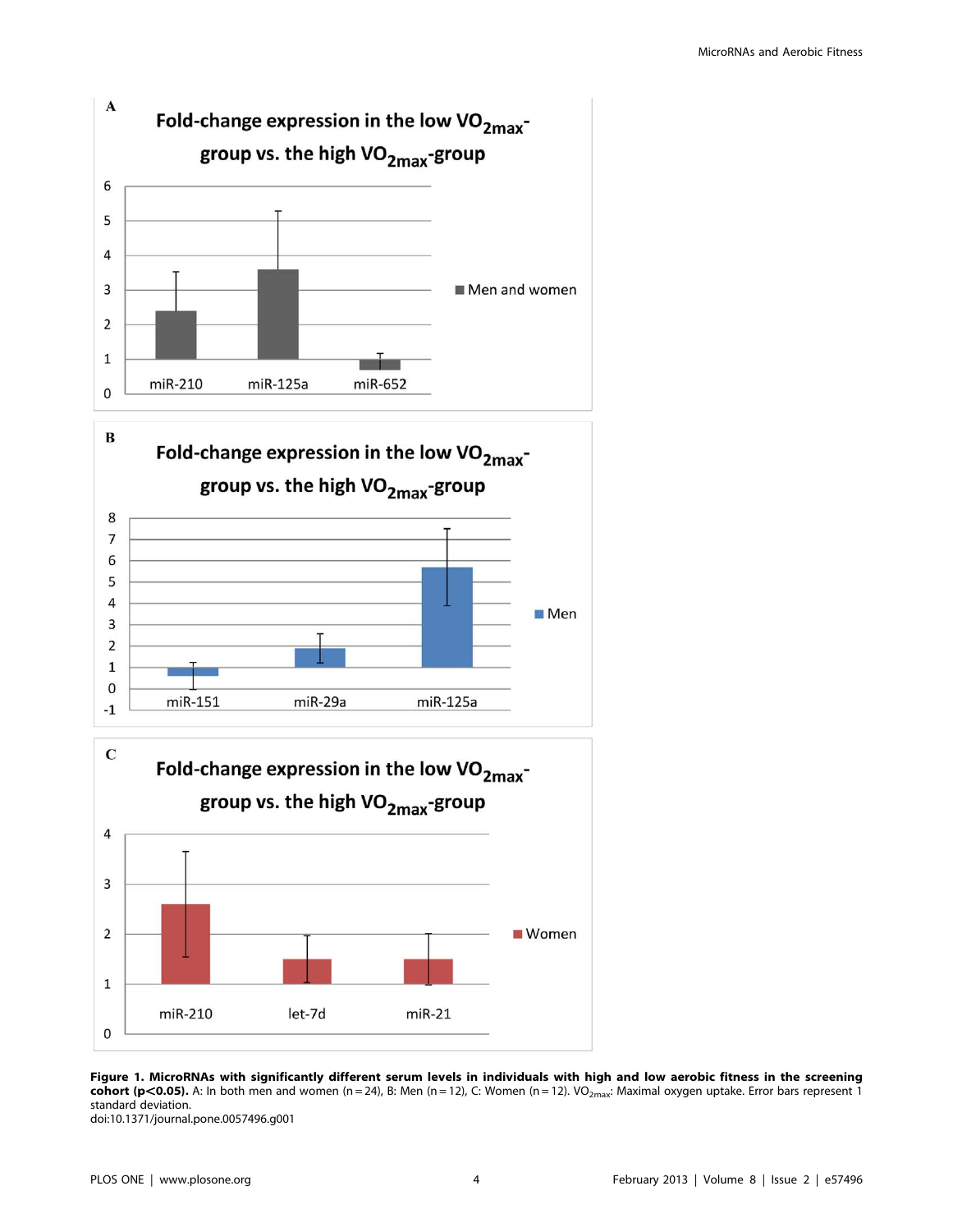**Figure 1. MicroRNAs with significantly different serum levels in individuals with high and low aerobic fitness in the screening cohort ($p<0.05$).** A: In both men and women ($n = 24$), B: Men ($n = 12$), C: Women ($n = 12$). $VO_{2max}$: Maximal oxygen uptake. Error bars represent 1 standard deviation.

doi:10.1371/journal.pone.0057496.g001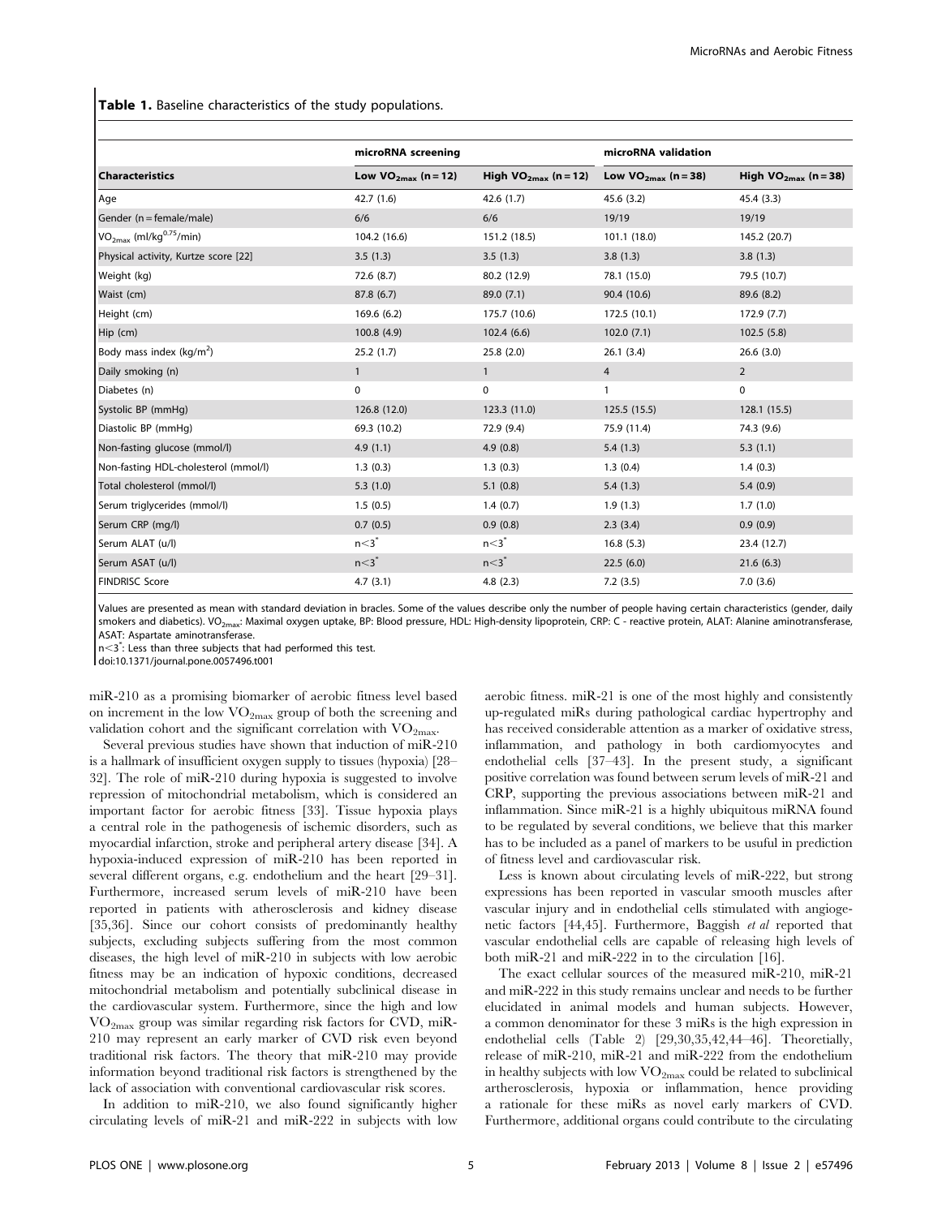**Table 1.** Baseline characteristics of the study populations.

| | microRNA screening | | microRNA validation | |
|---|---|---|---|---|
| **Characteristics** | Low $VO_{2max}$ (n = 12) | High $VO_{2max}$ (n = 12) | Low $VO_{2max}$ (n = 38) | High $VO_{2max}$ (n = 38) |
| Age | 42.7 (1.6) | 42.6 (1.7) | 45.6 (3.2) | 45.4 (3.3) |
| Gender (n = female/male) | 6/6 | 6/6 | 19/19 | 19/19 |
| $VO_{2max}$ (ml/kg$^{0.75}$/min) | 104.2 (16.6) | 151.2 (18.5) | 101.1 (18.0) | 145.2 (20.7) |
| Physical activity, Kurtze score [22] | 3.5 (1.3) | 3.5 (1.3) | 3.8 (1.3) | 3.8 (1.3) |
| Weight (kg) | 72.6 (8.7) | 80.2 (12.9) | 78.1 (15.0) | 79.5 (10.7) |
| Waist (cm) | 87.8 (6.7) | 89.0 (7.1) | 90.4 (10.6) | 89.6 (8.2) |
| Height (cm) | 169.6 (6.2) | 175.7 (10.6) | 172.5 (10.1) | 172.9 (7.7) |
| Hip (cm) | 100.8 (4.9) | 102.4 (6.6) | 102.0 (7.1) | 102.5 (5.8) |
| Body mass index (kg/m$^2$) | 25.2 (1.7) | 25.8 (2.0) | 26.1 (3.4) | 26.6 (3.0) |
| Daily smoking (n) | 1 | 1 | 4 | 2 |
| Diabetes (n) | 0 | 0 | 1 | 0 |
| Systolic BP (mmHg) | 126.8 (12.0) | 123.3 (11.0) | 125.5 (15.5) | 128.1 (15.5) |
| Diastolic BP (mmHg) | 69.3 (10.2) | 72.9 (9.4) | 75.9 (11.4) | 74.3 (9.6) |
| Non-fasting glucose (mmol/l) | 4.9 (1.1) | 4.9 (0.8) | 5.4 (1.3) | 5.3 (1.1) |
| Non-fasting HDL-cholesterol (mmol/l) | 1.3 (0.3) | 1.3 (0.3) | 1.3 (0.4) | 1.4 (0.3) |
| Total cholesterol (mmol/l) | 5.3 (1.0) | 5.1 (0.8) | 5.4 (1.3) | 5.4 (0.9) |
| Serum triglycerides (mmol/l) | 1.5 (0.5) | 1.4 (0.7) | 1.9 (1.3) | 1.7 (1.0) |
| Serum CRP (mg/l) | 0.7 (0.5) | 0.9 (0.8) | 2.3 (3.4) | 0.9 (0.9) |
| Serum ALAT (u/l) | n<3* | n<3* | 16.8 (5.3) | 23.4 (12.7) |
| Serum ASAT (u/l) | n<3* | n<3* | 22.5 (6.0) | 21.6 (6.3) |
| FINDRISC Score | 4.7 (3.1) | 4.8 (2.3) | 7.2 (3.5) | 7.0 (3.6) |

Values are presented as mean with standard deviation in bracles. Some of the values describe only the number of people having certain characteristics (gender, daily smokers and diabetics). $VO_{2max}$: Maximal oxygen uptake, BP: Blood pressure, HDL: High-density lipoprotein, CRP: C - reactive protein, ALAT: Alanine aminotransferase, ASAT: Aspartate aminotransferase.
n<3*: Less than three subjects that had performed this test.
doi:10.1371/journal.pone.0057496.t001

miR-210 as a promising biomarker of aerobic fitness level based on increment in the low $VO_{2max}$ group of both the screening and validation cohort and the significant correlation with $VO_{2max}$.

Several previous studies have shown that induction of miR-210 is a hallmark of insufficient oxygen supply to tissues (hypoxia) [28–32]. The role of miR-210 during hypoxia is suggested to involve repression of mitochondrial metabolism, which is considered an important factor for aerobic fitness [33]. Tissue hypoxia plays a central role in the pathogenesis of ischemic disorders, such as myocardial infarction, stroke and peripheral artery disease [34]. A hypoxia-induced expression of miR-210 has been reported in several different organs, e.g. endothelium and the heart [29–31]. Furthermore, increased serum levels of miR-210 have been reported in patients with atherosclerosis and kidney disease [35,36]. Since our cohort consists of predominantly healthy subjects, excluding subjects suffering from the most common diseases, the high level of miR-210 in subjects with low aerobic fitness may be an indication of hypoxic conditions, decreased mitochondrial metabolism and potentially subclinical disease in the cardiovascular system. Furthermore, since the high and low $VO_{2max}$ group was similar regarding risk factors for CVD, miR-210 may represent an early marker of CVD risk even beyond traditional risk factors. The theory that miR-210 may provide information beyond traditional risk factors is strengthened by the lack of association with conventional cardiovascular risk scores.

In addition to miR-210, we also found significantly higher circulating levels of miR-21 and miR-222 in subjects with low aerobic fitness. miR-21 is one of the most highly and consistently up-regulated miRs during pathological cardiac hypertrophy and has received considerable attention as a marker of oxidative stress, inflammation, and pathology in both cardiomyocytes and endothelial cells [37–43]. In the present study, a significant positive correlation was found between serum levels of miR-21 and CRP, supporting the previous associations between miR-21 and inflammation. Since miR-21 is a highly ubiquitous miRNA found to be regulated by several conditions, we believe that this marker has to be included as a panel of markers to be usful in prediction of fitness level and cardiovascular risk.

Less is known about circulating levels of miR-222, but strong expressions has been reported in vascular smooth muscles after vascular injury and in endothelial cells stimulated with angiogenetic factors [44,45]. Furthermore, Baggish *et al* reported that vascular endothelial cells are capable of releasing high levels of both miR-21 and miR-222 in to the circulation [16].

The exact cellular sources of the measured miR-210, miR-21 and miR-222 in this study remains unclear and needs to be further elucidated in animal models and human subjects. However, a common denominator for these 3 miRs is the high expression in endothelial cells (Table 2) [29,30,35,42,44–46]. Theoretially, release of miR-210, miR-21 and miR-222 from the endothelium in healthy subjects with low $VO_{2max}$ could be related to subclinical artherosclerosis, hypoxia or inflammation, hence providing a rationale for these miRs as novel early markers of CVD. Furthermore, additional organs could contribute to the circulating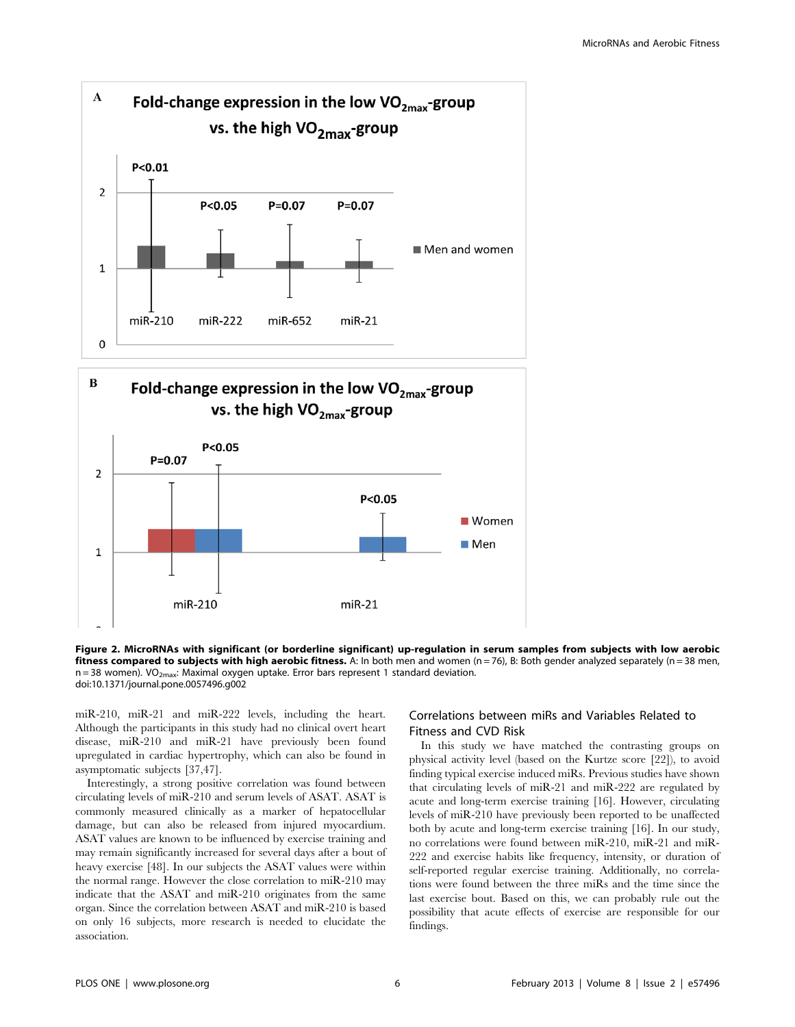Figure 2. MicroRNAs with significant (or borderline significant) up-regulation in serum samples from subjects with low aerobic fitness compared to subjects with high aerobic fitness. A: In both men and women (n = 76), B: Both gender analyzed separately (n = 38 men, n = 38 women). $VO_{2max}$: Maximal oxygen uptake. Error bars represent 1 standard deviation.
doi:10.1371/journal.pone.0057496.g002

miR-210, miR-21 and miR-222 levels, including the heart. Although the participants in this study had no clinical overt heart disease, miR-210 and miR-21 have previously been found upregulated in cardiac hypertrophy, which can also be found in asymptomatic subjects [37,47].

Interestingly, a strong positive correlation was found between circulating levels of miR-210 and serum levels of ASAT. ASAT is commonly measured clinically as a marker of hepatocellular damage, but can also be released from injured myocardium. ASAT values are known to be influenced by exercise training and may remain significantly increased for several days after a bout of heavy exercise [48]. In our subjects the ASAT values were within the normal range. However the close correlation to miR-210 may indicate that the ASAT and miR-210 originates from the same organ. Since the correlation between ASAT and miR-210 is based on only 16 subjects, more research is needed to elucidate the association.

## Correlations between miRs and Variables Related to Fitness and CVD Risk

In this study we have matched the contrasting groups on physical activity level (based on the Kurtze score [22]), to avoid finding typical exercise induced miRs. Previous studies have shown that circulating levels of miR-21 and miR-222 are regulated by acute and long-term exercise training [16]. However, circulating levels of miR-210 have previously been reported to be unaffected both by acute and long-term exercise training [16]. In our study, no correlations were found between miR-210, miR-21 and miR-222 and exercise habits like frequency, intensity, or duration of self-reported regular exercise training. Additionally, no correlations were found between the three miRs and the time since the last exercise bout. Based on this, we can probably rule out the possibility that acute effects of exercise are responsible for our findings.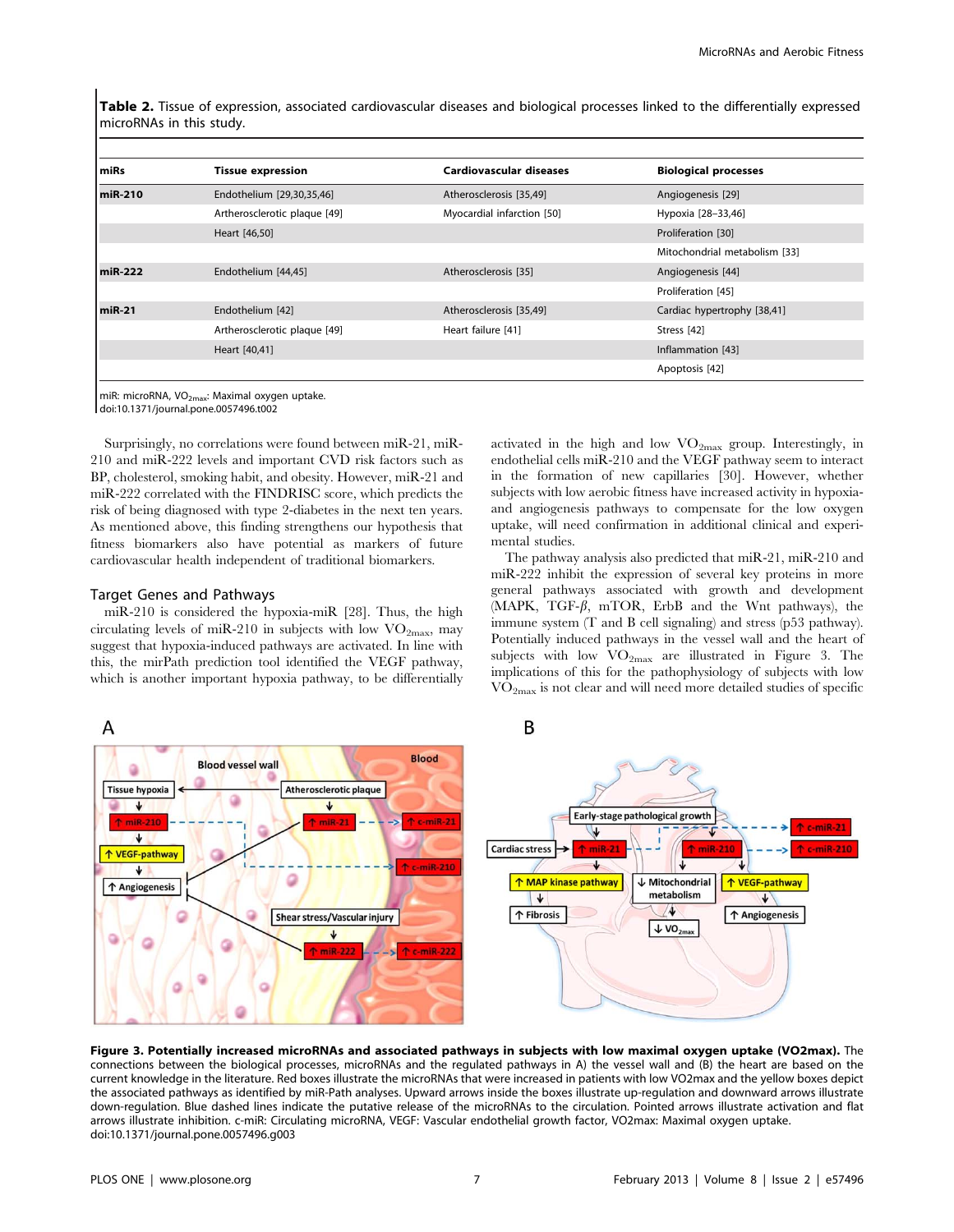**Table 2.** Tissue of expression, associated cardiovascular diseases and biological processes linked to the differentially expressed microRNAs in this study.

| miRs | Tissue expression | Cardiovascular diseases | Biological processes |
|---|---|---|---|
| **miR-210** | Endothelium [29,30,35,46] | Atherosclerosis [35,49] | Angiogenesis [29] |
| | Artherosclerotic plaque [49] | Myocardial infarction [50] | Hypoxia [28–33,46] |
| | Heart [46,50] | | Proliferation [30] |
| | | | Mitochondrial metabolism [33] |
| **miR-222** | Endothelium [44,45] | Atherosclerosis [35] | Angiogenesis [44] |
| | | | Proliferation [45] |
| **miR-21** | Endothelium [42] | Atherosclerosis [35,49] | Cardiac hypertrophy [38,41] |
| | Artherosclerotic plaque [49] | Heart failure [41] | Stress [42] |
| | Heart [40,41] | | Inflammation [43] |
| | | | Apoptosis [42] |

miR: microRNA, $VO_{2max}$: Maximal oxygen uptake.
doi:10.1371/journal.pone.0057496.t002

Surprisingly, no correlations were found between miR-21, miR-210 and miR-222 levels and important CVD risk factors such as BP, cholesterol, smoking habit, and obesity. However, miR-21 and miR-222 correlated with the FINDRISC score, which predicts the risk of being diagnosed with type 2-diabetes in the next ten years. As mentioned above, this finding strengthens our hypothesis that fitness biomarkers also have potential as markers of future cardiovascular health independent of traditional biomarkers.

## Target Genes and Pathways

miR-210 is considered the hypoxia-miR [28]. Thus, the high circulating levels of miR-210 in subjects with low $VO_{2max}$ may suggest that hypoxia-induced pathways are activated. In line with this, the mirPath prediction tool identified the VEGF pathway, which is another important hypoxia pathway, to be differentially activated in the high and low $VO_{2max}$ group. Interestingly, in endothelial cells miR-210 and the VEGF pathway seem to interact in the formation of new capillaries [30]. However, whether subjects with low aerobic fitness have increased activity in hypoxia- and angiogenesis pathways to compensate for the low oxygen uptake, will need confirmation in additional clinical and experimental studies.

The pathway analysis also predicted that miR-21, miR-210 and miR-222 inhibit the expression of several key proteins in more general pathways associated with growth and development (MAPK, TGF-$\beta$, mTOR, ErbB and the Wnt pathways), the immune system (T and B cell signaling) and stress (p53 pathway). Potentially induced pathways in the vessel wall and the heart of subjects with low $VO_{2max}$ are illustrated in Figure 3. The implications of this for the pathophysiology of subjects with low $VO_{2max}$ is not clear and will need more detailed studies of specific

**Figure 3. Potentially increased microRNAs and associated pathways in subjects with low maximal oxygen uptake (VO2max).** The connections between the biological processes, microRNAs and the regulated pathways in A) the vessel wall and (B) the heart are based on the current knowledge in the literature. Red boxes illustrate the microRNAs that were increased in patients with low VO2max and the yellow boxes depict the associated pathways as identified by miR-Path analyses. Upward arrows inside the boxes illustrate up-regulation and downward arrows illustrate down-regulation. Blue dashed lines indicate the putative release of the microRNAs to the circulation. Pointed arrows illustrate activation and flat arrows illustrate inhibition. c-miR: Circulating microRNA, VEGF: Vascular endothelial growth factor, VO2max: Maximal oxygen uptake.
doi:10.1371/journal.pone.0057496.g003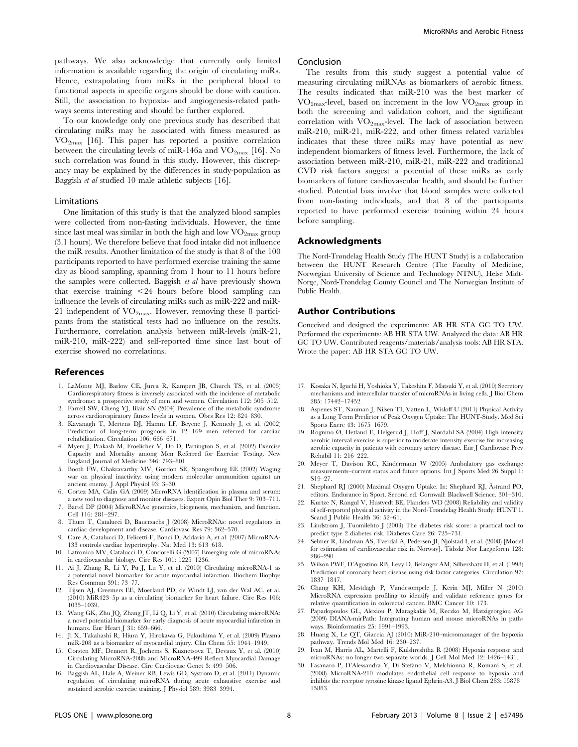pathways. We also acknowledge that currently only limited information is available regarding the origin of circulating miRs. Hence, extrapolating from miRs in the peripheral blood to functional aspects in specific organs should be done with caution. Still, the association to hypoxia- and angiogenesis-related pathways seems interesting and should be further explored.

To our knowledge only one previous study has described that circulating miRs may be associated with fitness measured as $VO_{2max}$ [16]. This paper has reported a positive correlation between the circulating levels of miR-146a and $VO_{2max}$ [16]. No such correlation was found in this study. However, this discrepancy may be explained by the differences in study-population as Baggish *et al* studied 10 male athletic subjects [16].

### Limitations

One limitation of this study is that the analyzed blood samples were collected from non-fasting individuals. However, the time since last meal was similar in both the high and low $VO_{2max}$ group (3.1 hours). We therefore believe that food intake did not influence the miR results. Another limitation of the study is that 8 of the 100 participants reported to have performed exercise training the same day as blood sampling, spanning from 1 hour to 11 hours before the samples were collected. Baggish *et al* have previously shown that exercise training <24 hours before blood sampling can influence the levels of circulating miRs such as miR-222 and miR-21 independent of $VO_{2max}$. However, removing these 8 participants from the statistical tests had no influence on the results. Furthermore, correlation analysis between miR-levels (miR-21, miR-210, miR-222) and self-reported time since last bout of exercise showed no correlations.

### Conclusion

The results from this study suggest a potential value of measuring circulating miRNAs as biomarkers of aerobic fitness. The results indicated that miR-210 was the best marker of $VO_{2max}$-level, based on increment in the low $VO_{2max}$ group in both the screening and validation cohort, and the significant correlation with $VO_{2max}$-level. The lack of association between miR-210, miR-21, miR-222, and other fitness related variables indicates that these three miRs may have potential as new independent biomarkers of fitness level. Furthermore, the lack of association between miR-210, miR-21, miR-222 and traditional CVD risk factors suggest a potential of these miRs as early biomarkers of future cardiovascular health, and should be further studied. Potential bias involve that blood samples were collected from non-fasting individuals, and that 8 of the participants reported to have performed exercise training within 24 hours before sampling.

## Acknowledgments

The Nord-Trøndelag Health Study (The HUNT Study) is a collaboration between the HUNT Research Centre (The Faculty of Medicine, Norwegian University of Science and Technology NTNU), Helse Midt-Norge, Nord-Trøndelag County Council and The Norwegian Institute of Public Health.

## Author Contributions

Conceived and designed the experiments: AB HR STA GC TO UW. Performed the experiments: AB HR STA UW. Analyzed the data: AB HR GC TO UW. Contributed reagents/materials/analysis tools: AB HR STA. Wrote the paper: AB HR STA GC TO UW.

## References

1. LaMonte MJ, Barlow CE, Jurca R, Kampert JB, Church TS, et al. (2005) Cardiorespiratory fitness is inversely associated with the incidence of metabolic syndrome: a prospective study of men and women. Circulation 112: 505–512.
2. Farrell SW, Cheng YJ, Blair SN (2004) Prevalence of the metabolic syndrome across cardiorespiratory fitness levels in women. Obes Res 12: 824–830.
3. Kavanagh T, Mertens DJ, Hamm LF, Beyene J, Kennedy J, et al. (2002) Prediction of long-term prognosis in 12 169 men referred for cardiac rehabilitation. Circulation 106: 666–671.
4. Myers J, Prakash M, Froelicher V, Do D, Partington S, et al. (2002) Exercise Capacity and Mortality among Men Referred for Exercise Testing. New England Journal of Medicine 346: 793–801.
5. Booth FW, Chakravarthy MV, Gordon SE, Spangenburg EE (2002) Waging war on physical inactivity: using modern molecular ammunition against an ancient enemy. J Appl Physiol 93: 3–30.
6. Cortez MA, Calin GA (2009) MicroRNA identification in plasma and serum: a new tool to diagnose and monitor diseases. Expert Opin Biol Ther 9: 703–711.
7. Bartel DP (2004) MicroRNAs: genomics, biogenesis, mechanism, and function. Cell 116: 281–297.
8. Thum T, Catalucci D, Bauersachs J (2008) MicroRNAs: novel regulators in cardiac development and disease. Cardiovasc Res 79: 562–570.
9. Care A, Catalucci D, Felicetti F, Bonci D, Addario A, et al. (2007) MicroRNA-133 controls cardiac hypertrophy. Nat Med 13: 613–618.
10. Latronico MV, Catalucci D, Condorelli G (2007) Emerging role of microRNAs in cardiovascular biology. Circ Res 101: 1225–1236.
11. Ai J, Zhang R, Li Y, Pu J, Lu Y, et al. (2010) Circulating microRNA-1 as a potential novel biomarker for acute myocardial infarction. Biochem Biophys Res Commun 391: 73–77.
12. Tijsen AJ, Creemers EE, Moerland PD, de Windt LJ, van der Wal AC, et al. (2010) MiR423-5p as a circulating biomarker for heart failure. Circ Res 106: 1035–1039.
13. Wang GK, Zhu JQ, Zhang JT, Li Q, Li Y, et al. (2010) Circulating microRNA: a novel potential biomarker for early diagnosis of acute myocardial infarction in humans. Eur Heart J 31: 659–666.
14. Ji X, Takahashi R, Hiura Y, Hirokawa G, Fukushima Y, et al. (2009) Plasma miR-208 as a biomarker of myocardial injury. Clin Chem 55: 1944–1949.
15. Corsten MF, Dennert R, Jochems S, Kuznetsova T, Devaux Y, et al. (2010) Circulating MicroRNA-208b and MicroRNA-499 Reflect Myocardial Damage in Cardiovascular Disease. Circ Cardiovasc Genet 3: 499–506.
16. Baggish AL, Hale A, Weiner RB, Lewis GD, Systrom D, et al. (2011) Dynamic regulation of circulating microRNA during acute exhaustive exercise and sustained aerobic exercise training. J Physiol 589: 3983–3994.
17. Kosaka N, Iguchi H, Yoshioka Y, Takeshita F, Matsuki Y, et al. (2010) Secretory mechanisms and intercellular transfer of microRNAs in living cells. J Biol Chem 285: 17442–17452.
18. Aspenes ST, Nauman J, Nilsen TI, Vatten L, Wisloff U (2011) Physical Activity as a Long Term Predictor of Peak Oxygen Uptake: The HUNT-Study. Med Sci Sports Exerc 43: 1675–1679.
19. Rognmo Ø, Hetland E, Helgerud J, Hoff J, Slørdahl SA (2004) High intensity aerobic interval exercise is superior to moderate intensity exercise for increasing aerobic capacity in patients with coronary artery disease. Eur J Cardiovasc Prev Rehabil 11: 216–222.
20. Meyer T, Davison RC, Kindermann W (2005) Ambulatory gas exchange measurements–current status and future options. Int J Sports Med 26 Suppl 1: S19–27.
21. Shephard RJ (2000) Maximal Oxygen Uptake. In: Shephard RJ, Åstrand PO, editors. Endurance in Sport. Second ed. Cornwall: Blackwell Science. 301–310.
22. Kurtze N, Rangul V, Hustvedt BE, Flanders WD (2008) Reliability and validity of self-reported physical activity in the Nord-Trøndelag Health Study: HUNT 1. Scand J Public Health 36: 52–61.
23. Lindstrom J, Tuomilehto J (2003) The diabetes risk score: a practical tool to predict type 2 diabetes risk. Diabetes Care 26: 725–731.
24. Selmer R, Lindman AS, Tverdal A, Pedersen JI, Njolstad I, et al. (2008) [Model for estimation of cardiovascular risk in Norway]. Tidsskr Nor Laegeforen 128: 286–290.
25. Wilson PWF, D'Agostino RB, Levy D, Belanger AM, Silbershatz H, et al. (1998) Prediction of coronary heart disease using risk factor categories. Circulation 97: 1837–1847.
26. Chang KH, Mestdagh P, Vandesompele J, Kerin MJ, Miller N (2010) MicroRNA expression profiling to identify and validate reference genes for relative quantification in colorectal cancer. BMC Cancer 10: 173.
27. Papadopoulos GL, Alexiou P, Maragkakis M, Reczko M, Hatzigeorgiou AG (2009) DIANA-mirPath: Integrating human and mouse microRNAs in pathways. Bioinformatics 25: 1991–1993.
28. Huang X, Le QT, Giaccia AJ (2010) MiR-210–micromanager of the hypoxia pathway. Trends Mol Med 16: 230–237.
29. Ivan M, Harris AL, Martelli F, Kulshreshtha R (2008) Hypoxia response and microRNAs: no longer two separate worlds. J Cell Mol Med 12: 1426–1431.
30. Fasanaro P, D'Alessandra Y, Di Stefano V, Melchionna R, Romani S, et al. (2008) MicroRNA-210 modulates endothelial cell response to hypoxia and inhibits the receptor tyrosine kinase ligand Ephrin-A3. J Biol Chem 283: 15878–15883.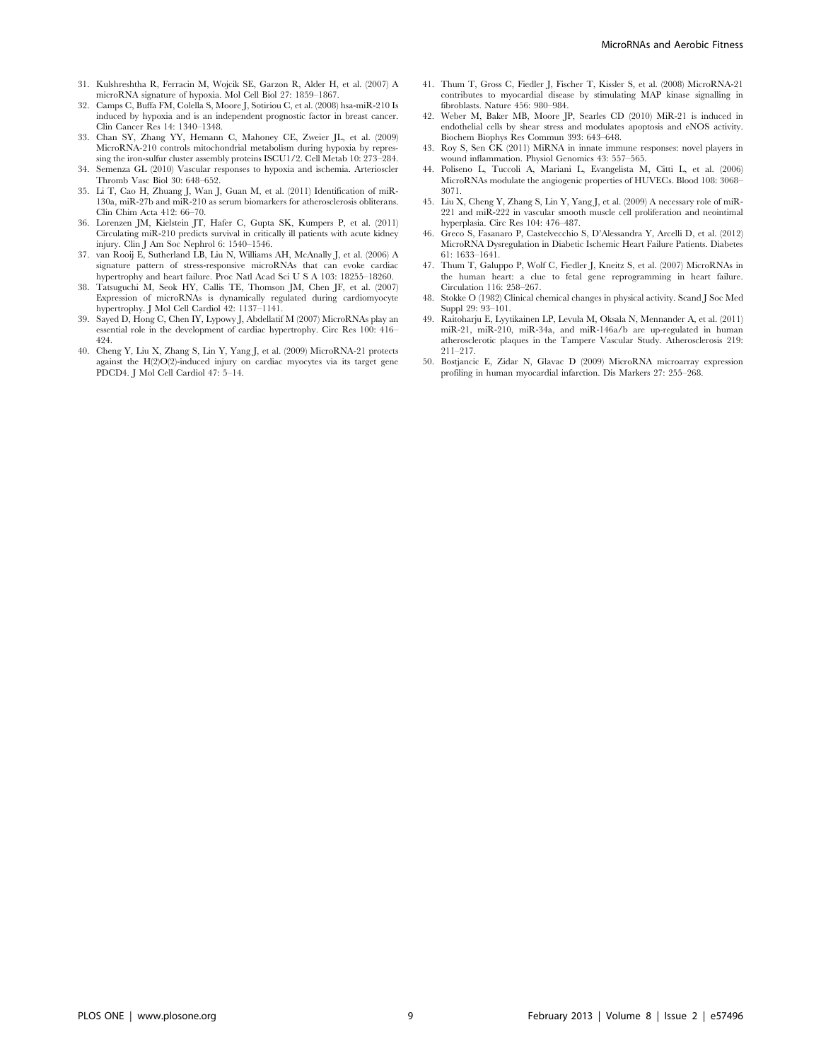31. Kulshreshtha R, Ferracin M, Wojcik SE, Garzon R, Alder H, et al. (2007) A microRNA signature of hypoxia. Mol Cell Biol 27: 1859–1867.
32. Camps C, Buffa FM, Colella S, Moore J, Sotiriou C, et al. (2008) hsa-miR-210 Is induced by hypoxia and is an independent prognostic factor in breast cancer. Clin Cancer Res 14: 1340–1348.
33. Chan SY, Zhang YY, Hemann C, Mahoney CE, Zweier JL, et al. (2009) MicroRNA-210 controls mitochondrial metabolism during hypoxia by repressing the iron-sulfur cluster assembly proteins ISCU1/2. Cell Metab 10: 273–284.
34. Semenza GL (2010) Vascular responses to hypoxia and ischemia. Arterioscler Thromb Vasc Biol 30: 648–652.
35. Li T, Cao H, Zhuang J, Wan J, Guan M, et al. (2011) Identification of miR-130a, miR-27b and miR-210 as serum biomarkers for atherosclerosis obliterans. Clin Chim Acta 412: 66–70.
36. Lorenzen JM, Kielstein JT, Hafer C, Gupta SK, Kumpers P, et al. (2011) Circulating miR-210 predicts survival in critically ill patients with acute kidney injury. Clin J Am Soc Nephrol 6: 1540–1546.
37. van Rooij E, Sutherland LB, Liu N, Williams AH, McAnally J, et al. (2006) A signature pattern of stress-responsive microRNAs that can evoke cardiac hypertrophy and heart failure. Proc Natl Acad Sci U S A 103: 18255–18260.
38. Tatsuguchi M, Seok HY, Callis TE, Thomson JM, Chen JF, et al. (2007) Expression of microRNAs is dynamically regulated during cardiomyocyte hypertrophy. J Mol Cell Cardiol 42: 1137–1141.
39. Sayed D, Hong C, Chen IY, Lypowy J, Abdellatif M (2007) MicroRNAs play an essential role in the development of cardiac hypertrophy. Circ Res 100: 416–424.
40. Cheng Y, Liu X, Zhang S, Lin Y, Yang J, et al. (2009) MicroRNA-21 protects against the H(2)O(2)-induced injury on cardiac myocytes via its target gene PDCD4. J Mol Cell Cardiol 47: 5–14.
41. Thum T, Gross C, Fiedler J, Fischer T, Kissler S, et al. (2008) MicroRNA-21 contributes to myocardial disease by stimulating MAP kinase signalling in fibroblasts. Nature 456: 980–984.
42. Weber M, Baker MB, Moore JP, Searles CD (2010) MiR-21 is induced in endothelial cells by shear stress and modulates apoptosis and eNOS activity. Biochem Biophys Res Commun 393: 643–648.
43. Roy S, Sen CK (2011) MiRNA in innate immune responses: novel players in wound inflammation. Physiol Genomics 43: 557–565.
44. Poliseno L, Tuccoli A, Mariani L, Evangelista M, Citti L, et al. (2006) MicroRNAs modulate the angiogenic properties of HUVECs. Blood 108: 3068–3071.
45. Liu X, Cheng Y, Zhang S, Lin Y, Yang J, et al. (2009) A necessary role of miR-221 and miR-222 in vascular smooth muscle cell proliferation and neointimal hyperplasia. Circ Res 104: 476–487.
46. Greco S, Fasanaro P, Castelvecchio S, D'Alessandra Y, Arcelli D, et al. (2012) MicroRNA Dysregulation in Diabetic Ischemic Heart Failure Patients. Diabetes 61: 1633–1641.
47. Thum T, Galuppo P, Wolf C, Fiedler J, Kneitz S, et al. (2007) MicroRNAs in the human heart: a clue to fetal gene reprogramming in heart failure. Circulation 116: 258–267.
48. Stokke O (1982) Clinical chemical changes in physical activity. Scand J Soc Med Suppl 29: 93–101.
49. Raitoharju E, Lyytikainen LP, Levula M, Oksala N, Mennander A, et al. (2011) miR-21, miR-210, miR-34a, and miR-146a/b are up-regulated in human atherosclerotic plaques in the Tampere Vascular Study. Atherosclerosis 219: 211–217.
50. Bostjancic E, Zidar N, Glavac D (2009) MicroRNA microarray expression profiling in human myocardial infarction. Dis Markers 27: 255–268.